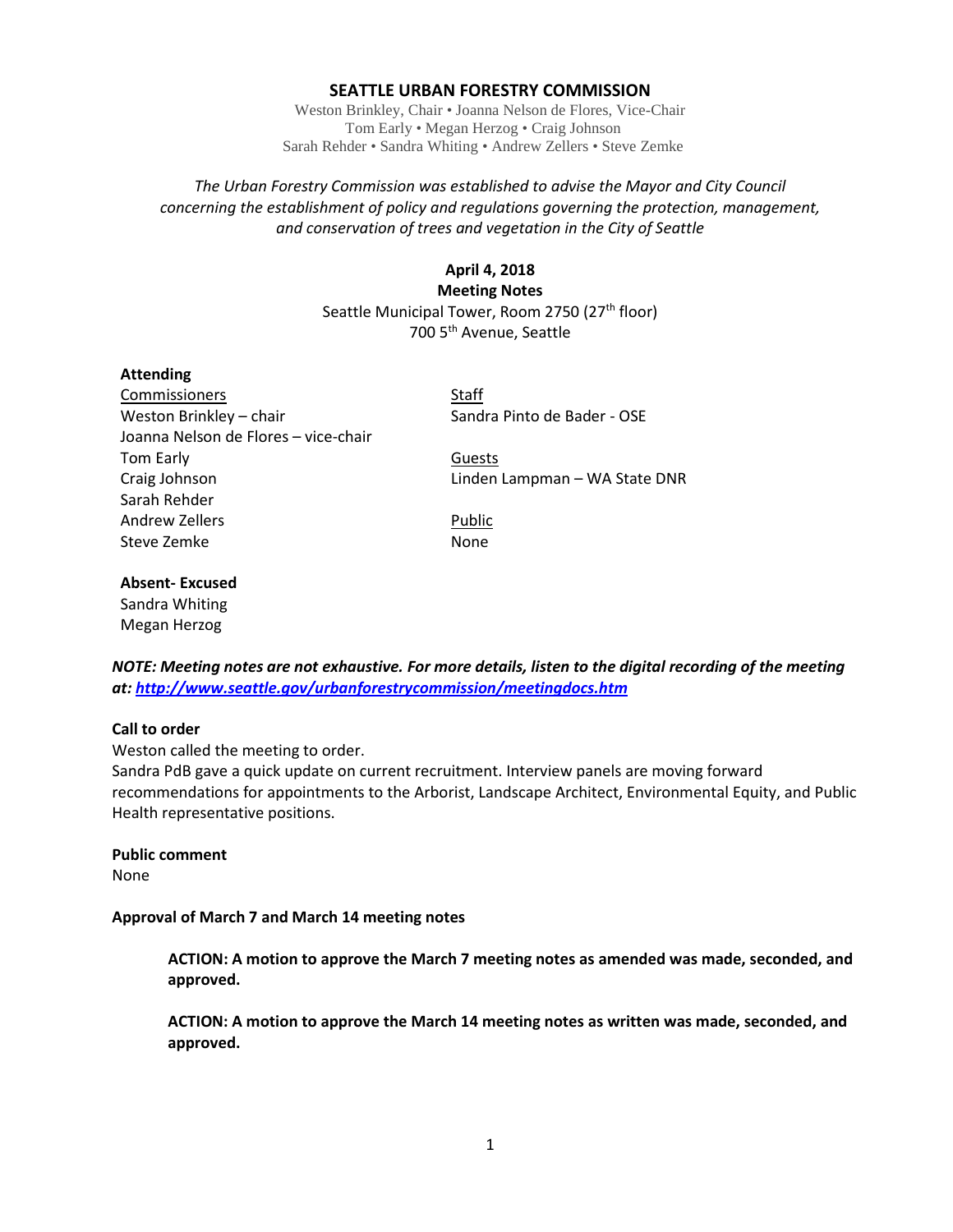# SEATTLE URBAN FORESTRY COMMISSION

Weston Brinkley, Chair • Joanna Nelson de Flores, Vice-Chair
Tom Early • Megan Herzog • Craig Johnson
Sarah Rehder • Sandra Whiting • Andrew Zellers • Steve Zemke

*The Urban Forestry Commission was established to advise the Mayor and City Council concerning the establishment of policy and regulations governing the protection, management, and conservation of trees and vegetation in the City of Seattle*

**April 4, 2018**
**Meeting Notes**
Seattle Municipal Tower, Room 2750 (27th floor)
700 5th Avenue, Seattle

**Attending**

Commissioners
Weston Brinkley – chair
Joanna Nelson de Flores – vice-chair
Tom Early
Craig Johnson
Sarah Rehder
Andrew Zellers
Steve Zemke

Staff
Sandra Pinto de Bader - OSE

Guests
Linden Lampman – WA State DNR

Public
None

**Absent- Excused**
Sandra Whiting
Megan Herzog

***NOTE: Meeting notes are not exhaustive. For more details, listen to the digital recording of the meeting at: http://www.seattle.gov/urbanforestrycommission/meetingdocs.htm***

**Call to order**
Weston called the meeting to order.
Sandra PdB gave a quick update on current recruitment. Interview panels are moving forward recommendations for appointments to the Arborist, Landscape Architect, Environmental Equity, and Public Health representative positions.

**Public comment**
None

**Approval of March 7 and March 14 meeting notes**

> **ACTION: A motion to approve the March 7 meeting notes as amended was made, seconded, and approved.**
>
> **ACTION: A motion to approve the March 14 meeting notes as written was made, seconded, and approved.**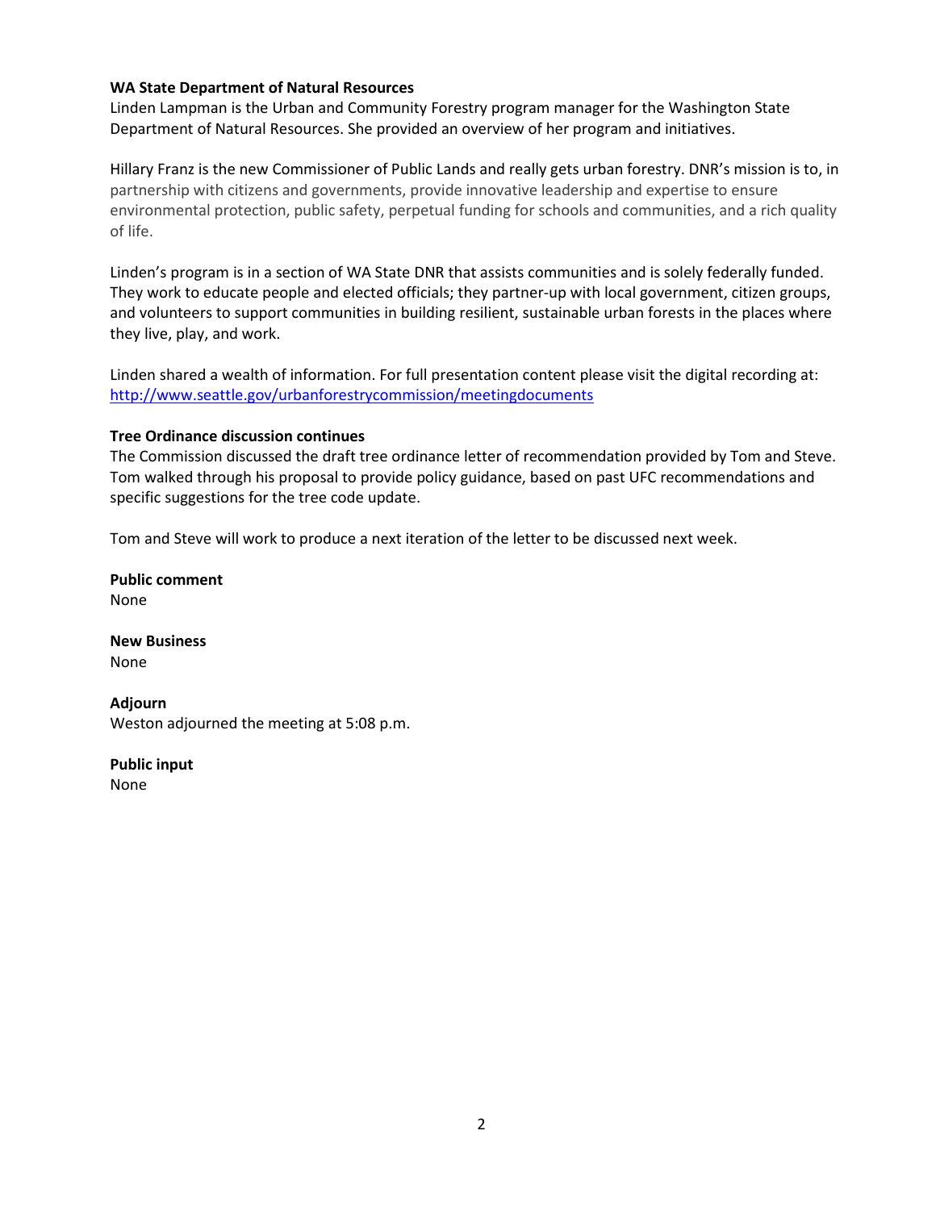**WA State Department of Natural Resources**
Linden Lampman is the Urban and Community Forestry program manager for the Washington State Department of Natural Resources. She provided an overview of her program and initiatives.

Hillary Franz is the new Commissioner of Public Lands and really gets urban forestry. DNR's mission is to, in partnership with citizens and governments, provide innovative leadership and expertise to ensure environmental protection, public safety, perpetual funding for schools and communities, and a rich quality of life.

Linden's program is in a section of WA State DNR that assists communities and is solely federally funded. They work to educate people and elected officials; they partner-up with local government, citizen groups, and volunteers to support communities in building resilient, sustainable urban forests in the places where they live, play, and work.

Linden shared a wealth of information. For full presentation content please visit the digital recording at: http://www.seattle.gov/urbanforestrycommission/meetingdocuments

**Tree Ordinance discussion continues**
The Commission discussed the draft tree ordinance letter of recommendation provided by Tom and Steve. Tom walked through his proposal to provide policy guidance, based on past UFC recommendations and specific suggestions for the tree code update.

Tom and Steve will work to produce a next iteration of the letter to be discussed next week.

**Public comment**
None

**New Business**
None

**Adjourn**
Weston adjourned the meeting at 5:08 p.m.

**Public input**
None